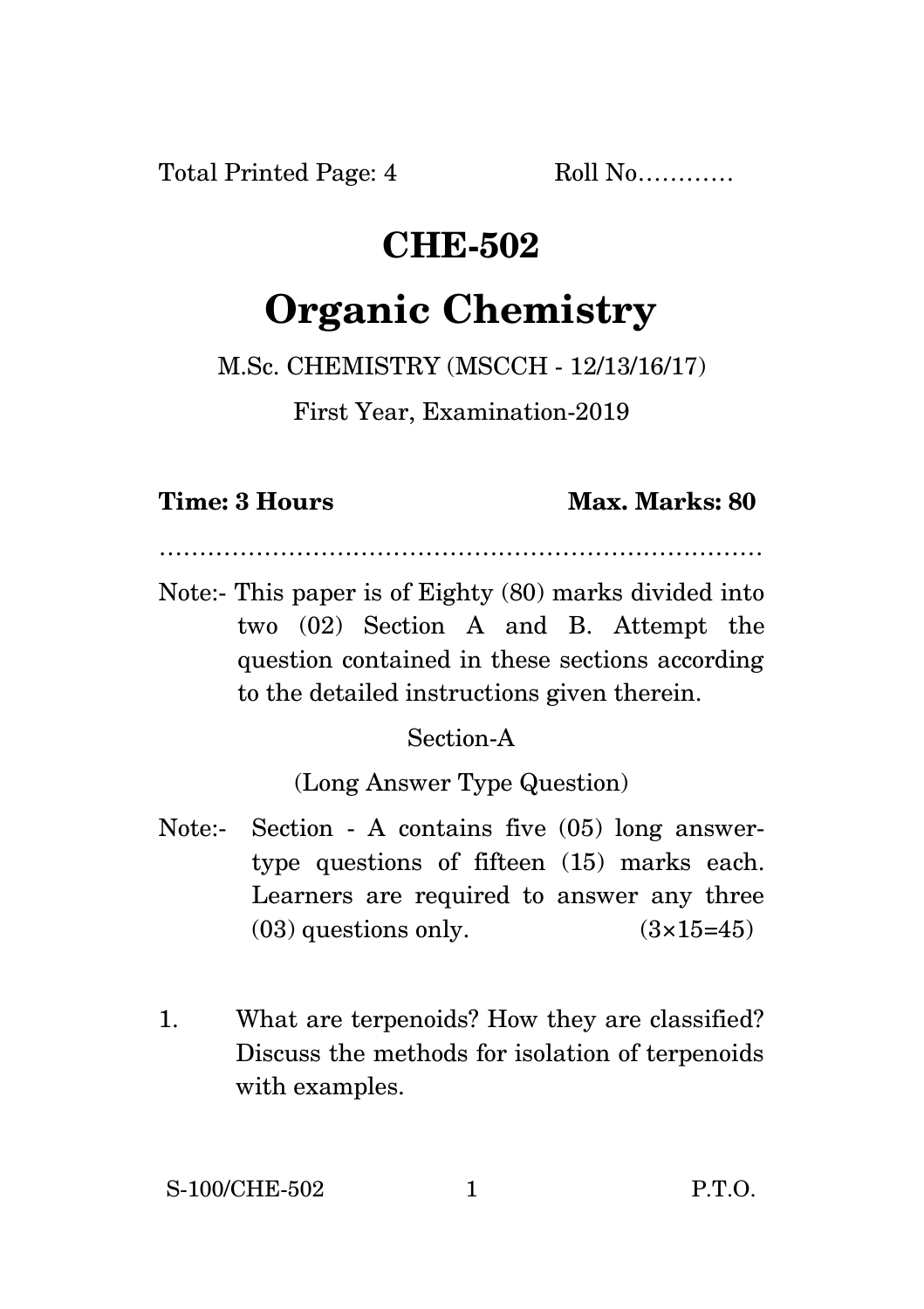Total Printed Page: 4 Roll No…………

# CHE-502

# Organic Chemistry

M.Sc. CHEMISTRY (MSCCH - 12/13/16/17)

First Year, Examination-2019

**Time: 3 Hours** **Max. Marks: 80**

…………………………………………………………………

Note:- This paper is of Eighty (80) marks divided into two (02) Section A and B. Attempt the question contained in these sections according to the detailed instructions given therein.

## Section-A

(Long Answer Type Question)

Note:- Section - A contains five (05) long answer-type questions of fifteen (15) marks each. Learners are required to answer any three (03) questions only. (3×15=45)

1. What are terpenoids? How they are classified? Discuss the methods for isolation of terpenoids with examples.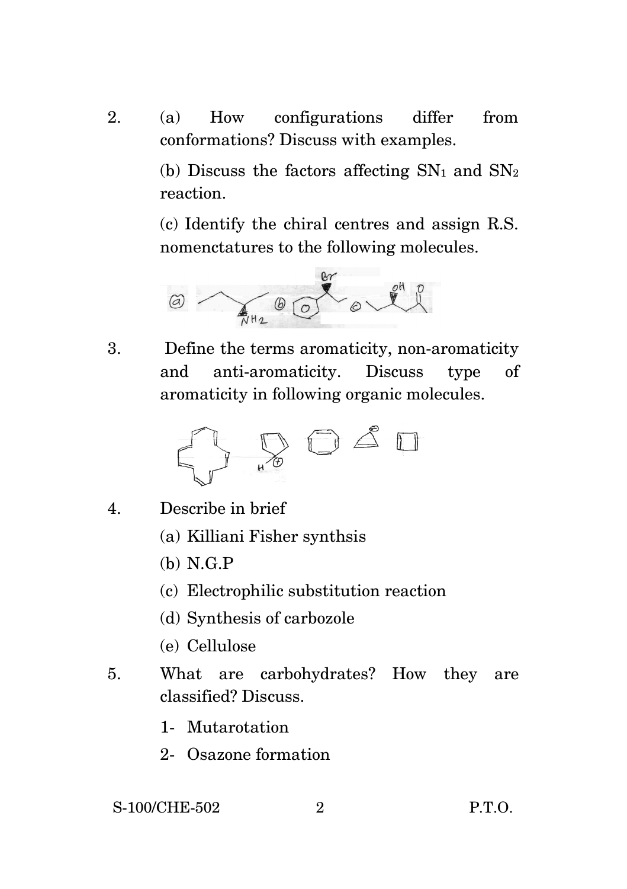2. (a) How configurations differ from conformations? Discuss with examples.

   (b) Discuss the factors affecting $SN_1$ and $SN_2$ reaction.

   (c) Identify the chiral centres and assign R.S. nomenctatures to the following molecules.

3. Define the terms aromaticity, non-aromaticity and anti-aromaticity. Discuss type of aromaticity in following organic molecules.

4. Describe in brief

   (a) Killiani Fisher synthsis

   (b) N.G.P

   (c) Electrophilic substitution reaction

   (d) Synthesis of carbozole

   (e) Cellulose

5. What are carbohydrates? How they are classified? Discuss.

   1- Mutarotation

   2- Osazone formation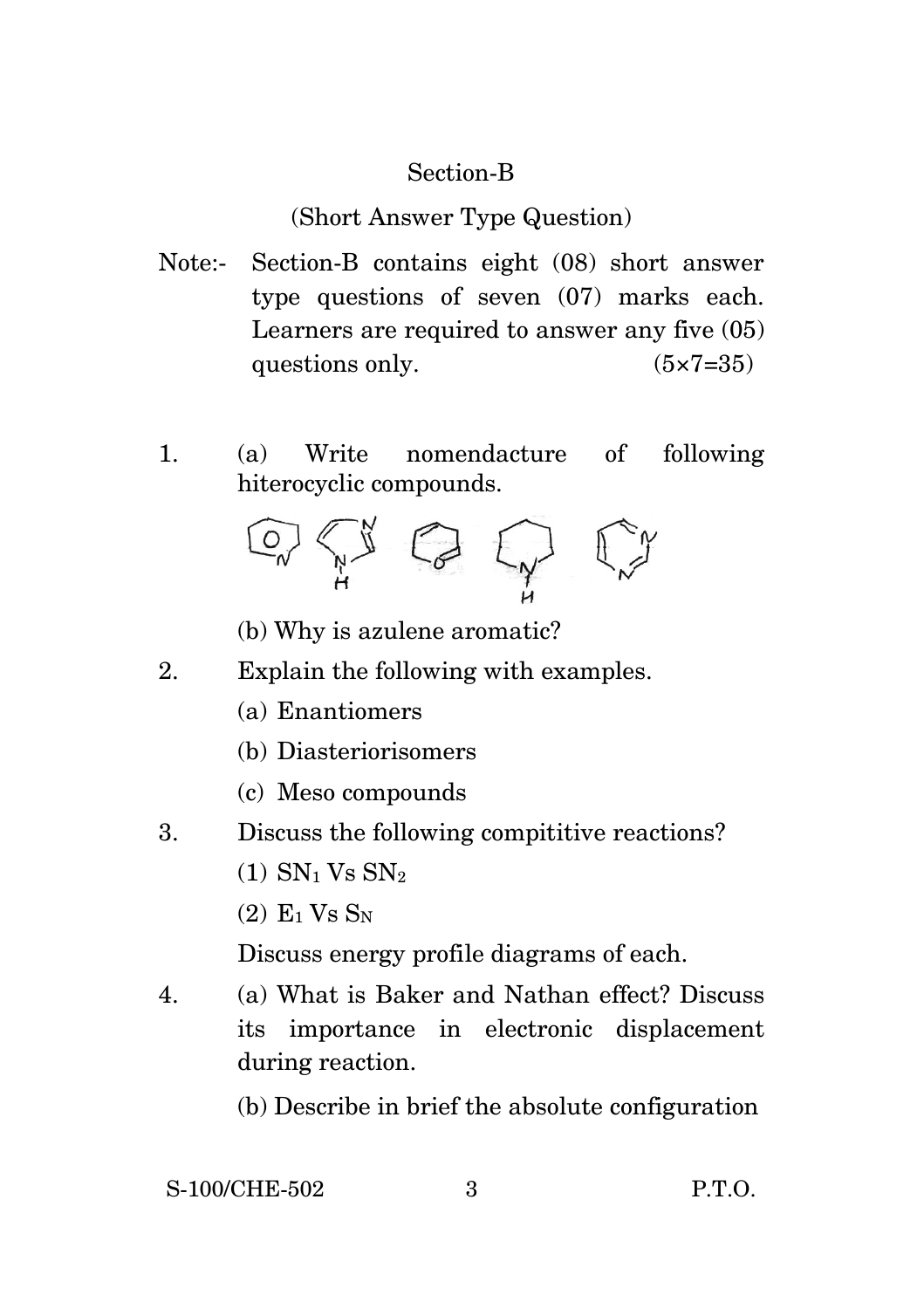## Section-B

### (Short Answer Type Question)

Note:- Section-B contains eight (08) short answer type questions of seven (07) marks each. Learners are required to answer any five (05) questions only. (5×7=35)

1. (a) Write nomendacture of following hiterocyclic compounds.

   (b) Why is azulene aromatic?

2. Explain the following with examples.

   (a) Enantiomers

   (b) Diasteriorisomers

   (c) Meso compounds

3. Discuss the following compititive reactions?

   (1) $SN_1$ Vs $SN_2$

   (2) $E_1$ Vs $S_N$

   Discuss energy profile diagrams of each.

4. (a) What is Baker and Nathan effect? Discuss its importance in electronic displacement during reaction.

   (b) Describe in brief the absolute configuration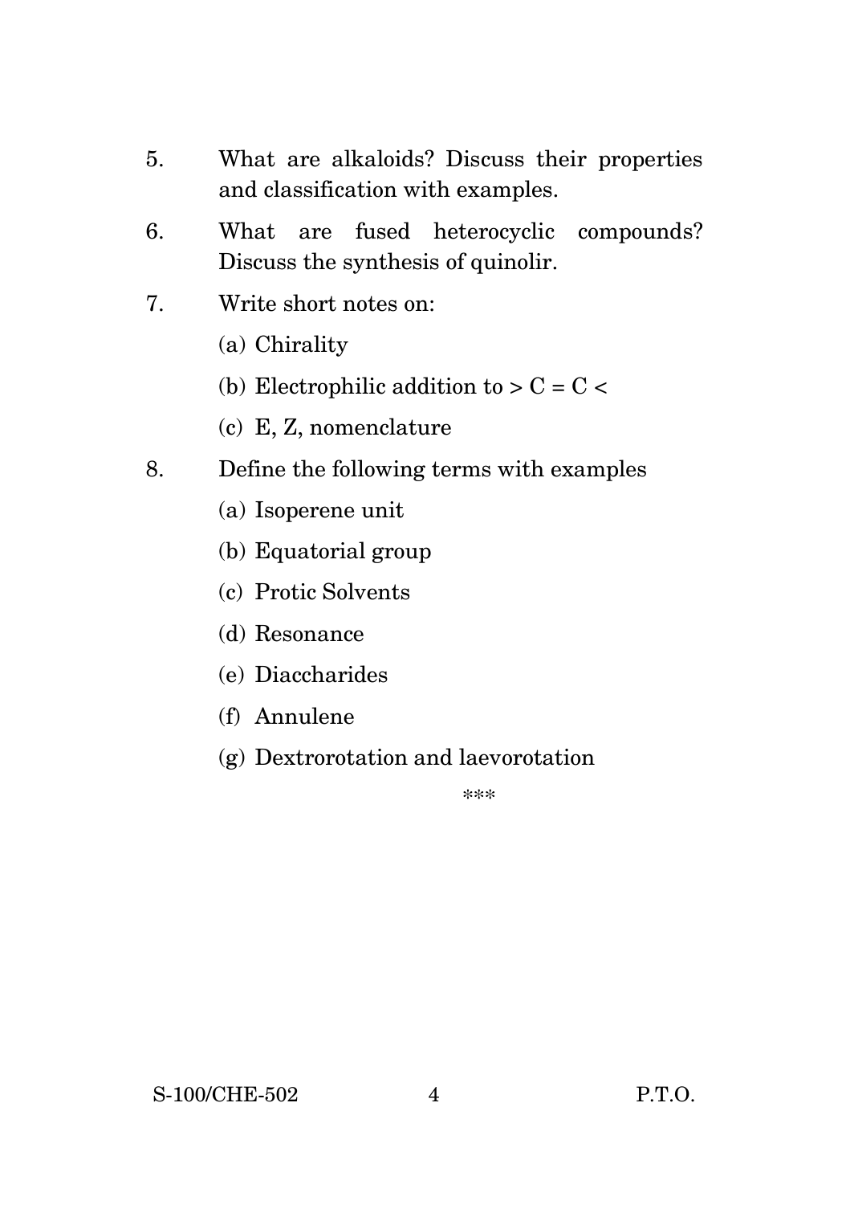5. What are alkaloids? Discuss their properties and classification with examples.

6. What are fused heterocyclic compounds? Discuss the synthesis of quinolir.

7. Write short notes on:

   (a) Chirality

   (b) Electrophilic addition to > C = C <

   (c) E, Z, nomenclature

8. Define the following terms with examples

   (a) Isoperene unit

   (b) Equatorial group

   (c) Protic Solvents

   (d) Resonance

   (e) Diaccharides

   (f) Annulene

   (g) Dextrorotation and laevorotation

***